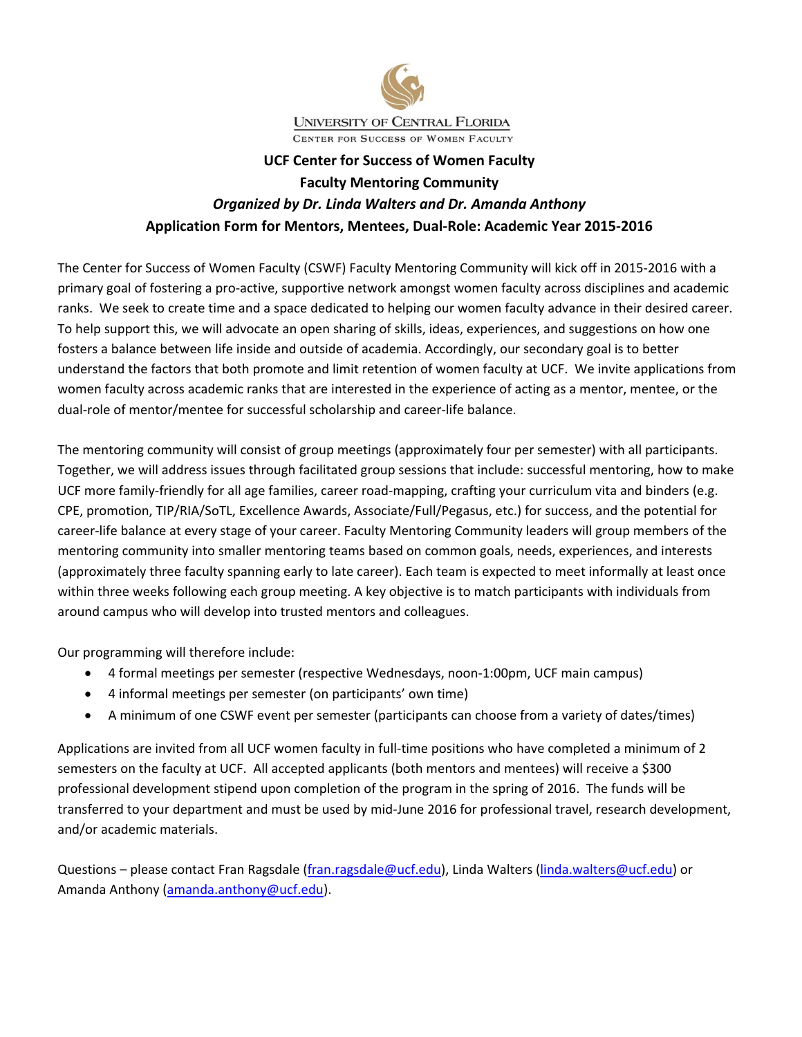University of Central Florida

Center for Success of Women Faculty

# UCF Center for Success of Women Faculty

## Faculty Mentoring Community

***Organized by Dr. Linda Walters and Dr. Amanda Anthony***

**Application Form for Mentors, Mentees, Dual-Role: Academic Year 2015-2016**

The Center for Success of Women Faculty (CSWF) Faculty Mentoring Community will kick off in 2015-2016 with a primary goal of fostering a pro-active, supportive network amongst women faculty across disciplines and academic ranks. We seek to create time and a space dedicated to helping our women faculty advance in their desired career. To help support this, we will advocate an open sharing of skills, ideas, experiences, and suggestions on how one fosters a balance between life inside and outside of academia. Accordingly, our secondary goal is to better understand the factors that both promote and limit retention of women faculty at UCF. We invite applications from women faculty across academic ranks that are interested in the experience of acting as a mentor, mentee, or the dual-role of mentor/mentee for successful scholarship and career-life balance.

The mentoring community will consist of group meetings (approximately four per semester) with all participants. Together, we will address issues through facilitated group sessions that include: successful mentoring, how to make UCF more family-friendly for all age families, career road-mapping, crafting your curriculum vita and binders (e.g. CPE, promotion, TIP/RIA/SoTL, Excellence Awards, Associate/Full/Pegasus, etc.) for success, and the potential for career-life balance at every stage of your career. Faculty Mentoring Community leaders will group members of the mentoring community into smaller mentoring teams based on common goals, needs, experiences, and interests (approximately three faculty spanning early to late career). Each team is expected to meet informally at least once within three weeks following each group meeting. A key objective is to match participants with individuals from around campus who will develop into trusted mentors and colleagues.

Our programming will therefore include:

- 4 formal meetings per semester (respective Wednesdays, noon-1:00pm, UCF main campus)
- 4 informal meetings per semester (on participants' own time)
- A minimum of one CSWF event per semester (participants can choose from a variety of dates/times)

Applications are invited from all UCF women faculty in full-time positions who have completed a minimum of 2 semesters on the faculty at UCF. All accepted applicants (both mentors and mentees) will receive a $300 professional development stipend upon completion of the program in the spring of 2016. The funds will be transferred to your department and must be used by mid-June 2016 for professional travel, research development, and/or academic materials.

Questions – please contact Fran Ragsdale (fran.ragsdale@ucf.edu), Linda Walters (linda.walters@ucf.edu) or Amanda Anthony (amanda.anthony@ucf.edu).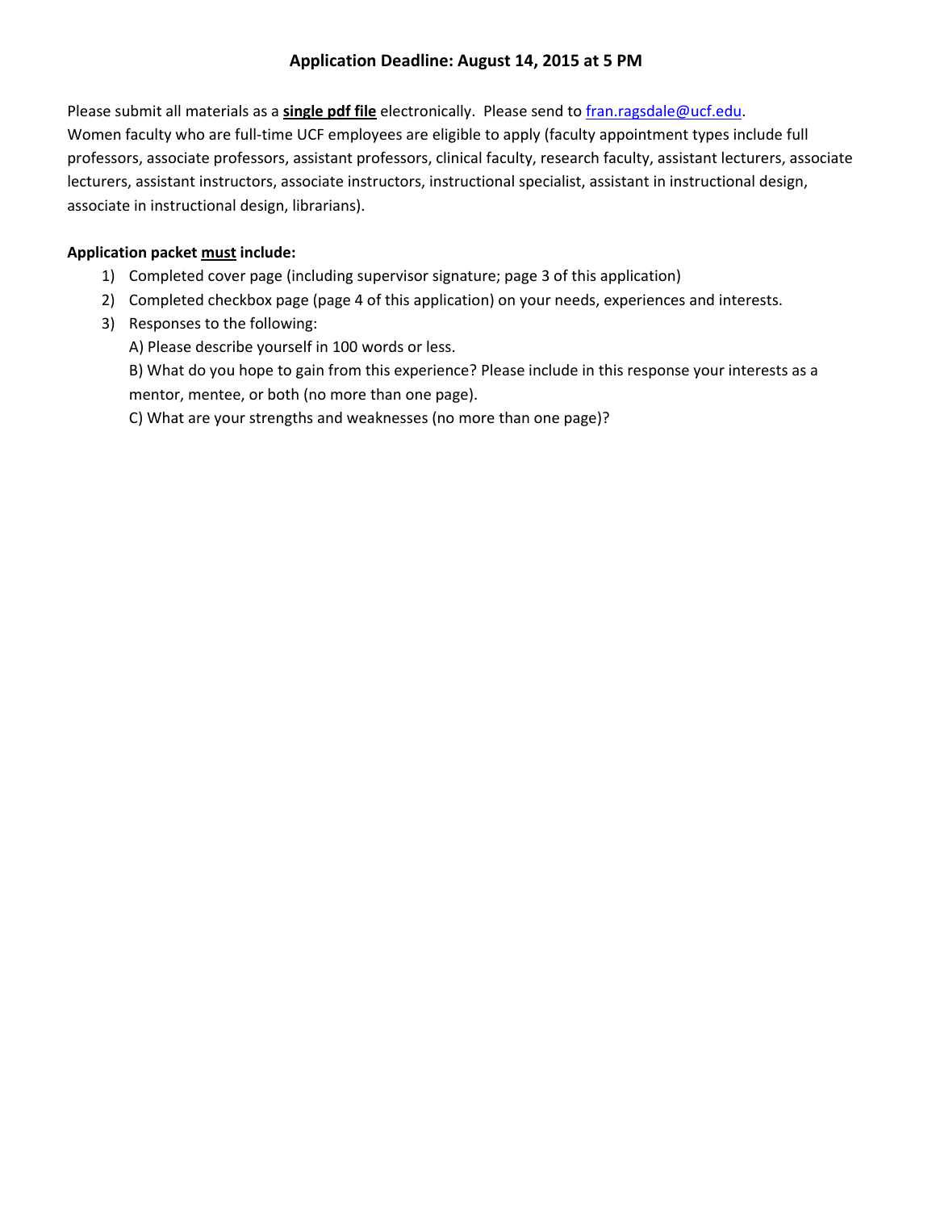**Application Deadline: August 14, 2015 at 5 PM**

Please submit all materials as a **single pdf file** electronically. Please send to fran.ragsdale@ucf.edu.
Women faculty who are full-time UCF employees are eligible to apply (faculty appointment types include full professors, associate professors, assistant professors, clinical faculty, research faculty, assistant lecturers, associate lecturers, assistant instructors, associate instructors, instructional specialist, assistant in instructional design, associate in instructional design, librarians).

**Application packet must include:**

1) Completed cover page (including supervisor signature; page 3 of this application)
2) Completed checkbox page (page 4 of this application) on your needs, experiences and interests.
3) Responses to the following:
   A) Please describe yourself in 100 words or less.
   B) What do you hope to gain from this experience? Please include in this response your interests as a mentor, mentee, or both (no more than one page).
   C) What are your strengths and weaknesses (no more than one page)?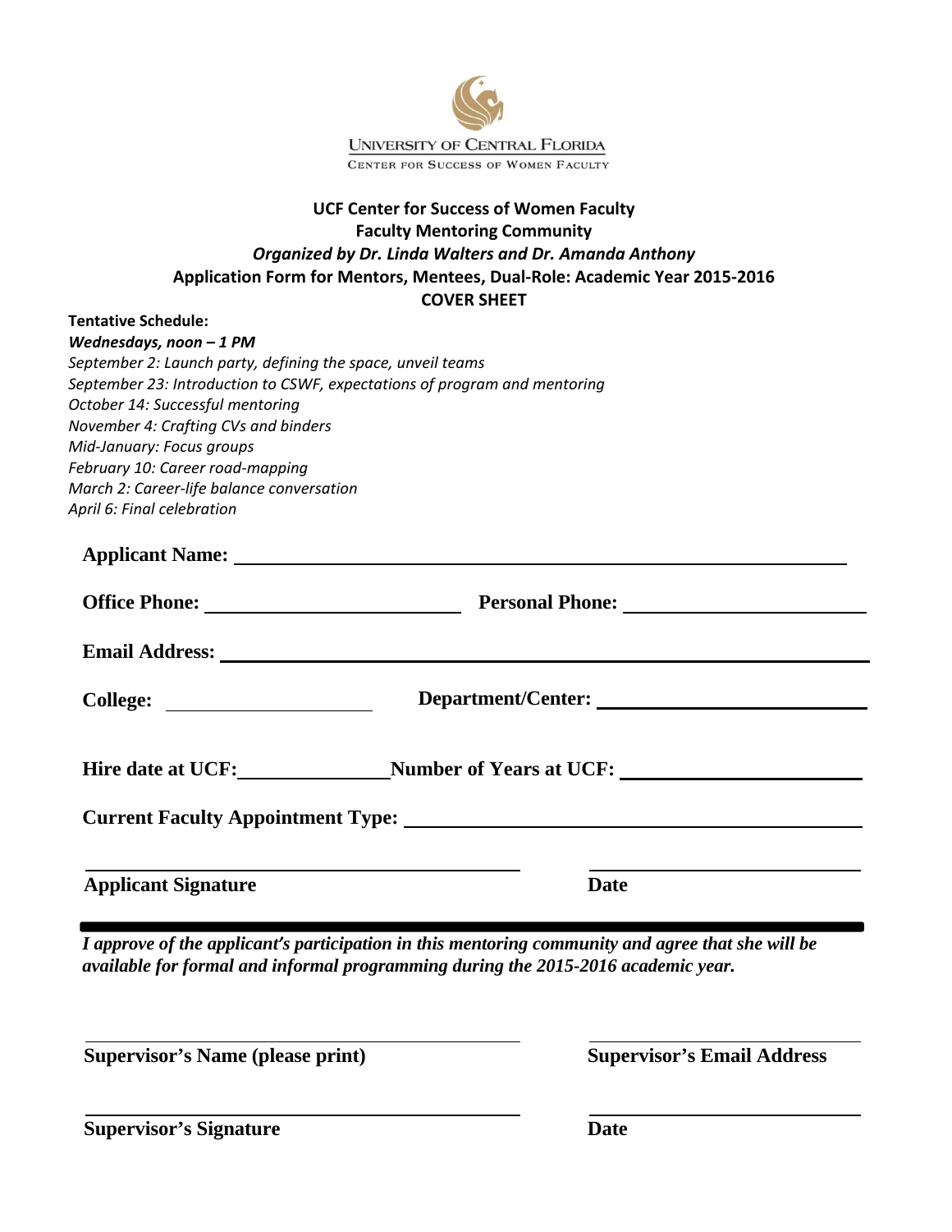UNIVERSITY OF CENTRAL FLORIDA
CENTER FOR SUCCESS OF WOMEN FACULTY

# UCF Center for Success of Women Faculty
## Faculty Mentoring Community
### *Organized by Dr. Linda Walters and Dr. Amanda Anthony*
### Application Form for Mentors, Mentees, Dual-Role: Academic Year 2015-2016
### COVER SHEET

**Tentative Schedule:**

***Wednesdays, noon – 1 PM***

*September 2: Launch party, defining the space, unveil teams*
*September 23: Introduction to CSWF, expectations of program and mentoring*
*October 14: Successful mentoring*
*November 4: Crafting CVs and binders*
*Mid-January: Focus groups*
*February 10: Career road-mapping*
*March 2: Career-life balance conversation*
*April 6: Final celebration*

**Applicant Name:** ______________________________________________

**Office Phone:** ____________________ **Personal Phone:** ____________________

**Email Address:** ______________________________________________

**College:** ________________ **Department/Center:** ____________________

**Hire date at UCF:** ____________ **Number of Years at UCF:** ____________________

**Current Faculty Appointment Type:** ______________________________________

______________________________ ____________________

**Applicant Signature** **Date**

---

***I approve of the applicant's participation in this mentoring community and agree that she will be available for formal and informal programming during the 2015-2016 academic year.***

______________________________ ____________________

**Supervisor's Name (please print)** **Supervisor's Email Address**

______________________________ ____________________

**Supervisor's Signature** **Date**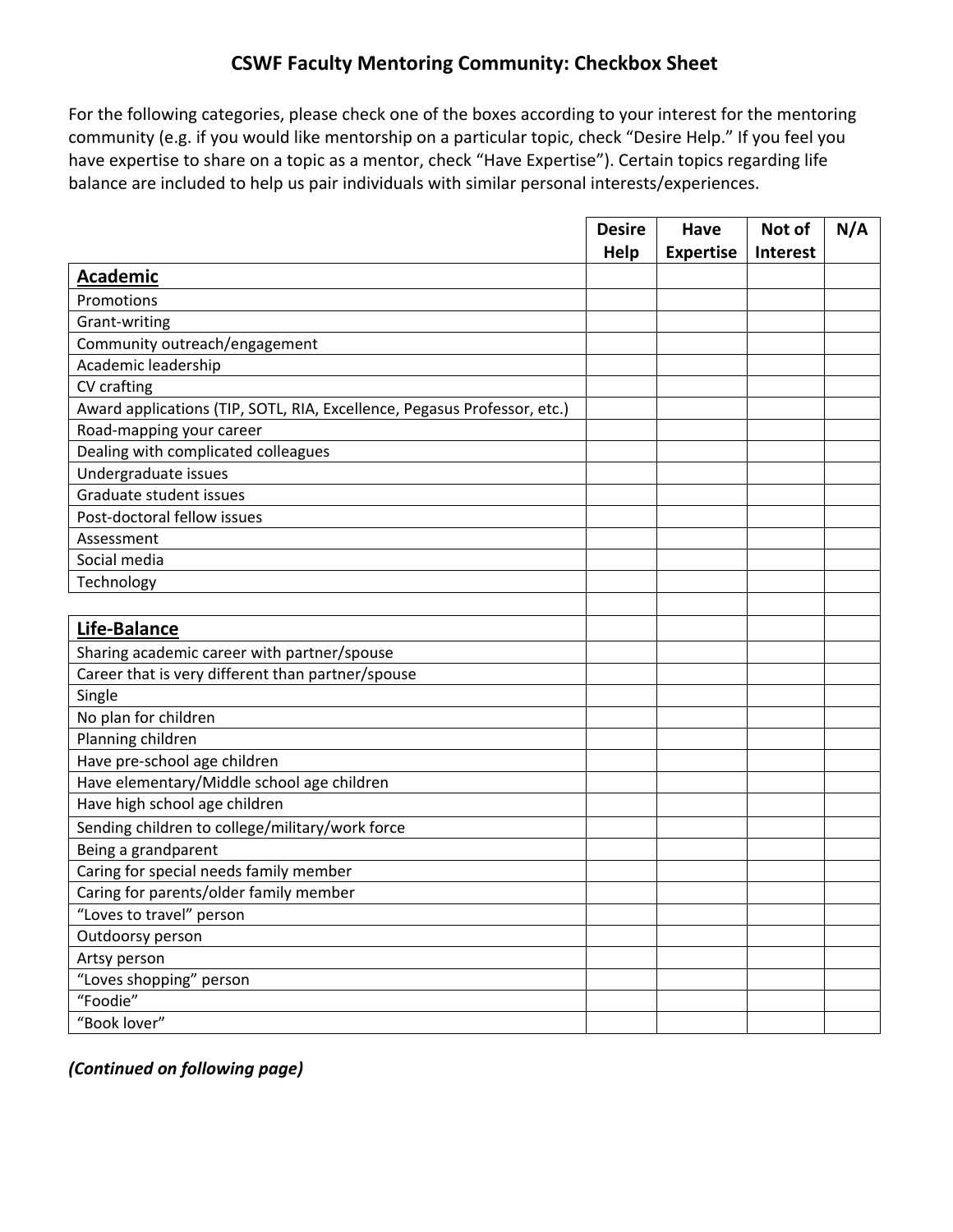# CSWF Faculty Mentoring Community: Checkbox Sheet

For the following categories, please check one of the boxes according to your interest for the mentoring community (e.g. if you would like mentorship on a particular topic, check "Desire Help." If you feel you have expertise to share on a topic as a mentor, check "Have Expertise"). Certain topics regarding life balance are included to help us pair individuals with similar personal interests/experiences.

| | Desire Help | Have Expertise | Not of Interest | N/A |
|---|---|---|---|---|
| **Academic** | | | | |
| Promotions | | | | |
| Grant-writing | | | | |
| Community outreach/engagement | | | | |
| Academic leadership | | | | |
| CV crafting | | | | |
| Award applications (TIP, SOTL, RIA, Excellence, Pegasus Professor, etc.) | | | | |
| Road-mapping your career | | | | |
| Dealing with complicated colleagues | | | | |
| Undergraduate issues | | | | |
| Graduate student issues | | | | |
| Post-doctoral fellow issues | | | | |
| Assessment | | | | |
| Social media | | | | |
| Technology | | | | |
| | | | | |
| **Life-Balance** | | | | |
| Sharing academic career with partner/spouse | | | | |
| Career that is very different than partner/spouse | | | | |
| Single | | | | |
| No plan for children | | | | |
| Planning children | | | | |
| Have pre-school age children | | | | |
| Have elementary/Middle school age children | | | | |
| Have high school age children | | | | |
| Sending children to college/military/work force | | | | |
| Being a grandparent | | | | |
| Caring for special needs family member | | | | |
| Caring for parents/older family member | | | | |
| "Loves to travel" person | | | | |
| Outdoorsy person | | | | |
| Artsy person | | | | |
| "Loves shopping" person | | | | |
| "Foodie" | | | | |
| "Book lover" | | | | |

***(Continued on following page)***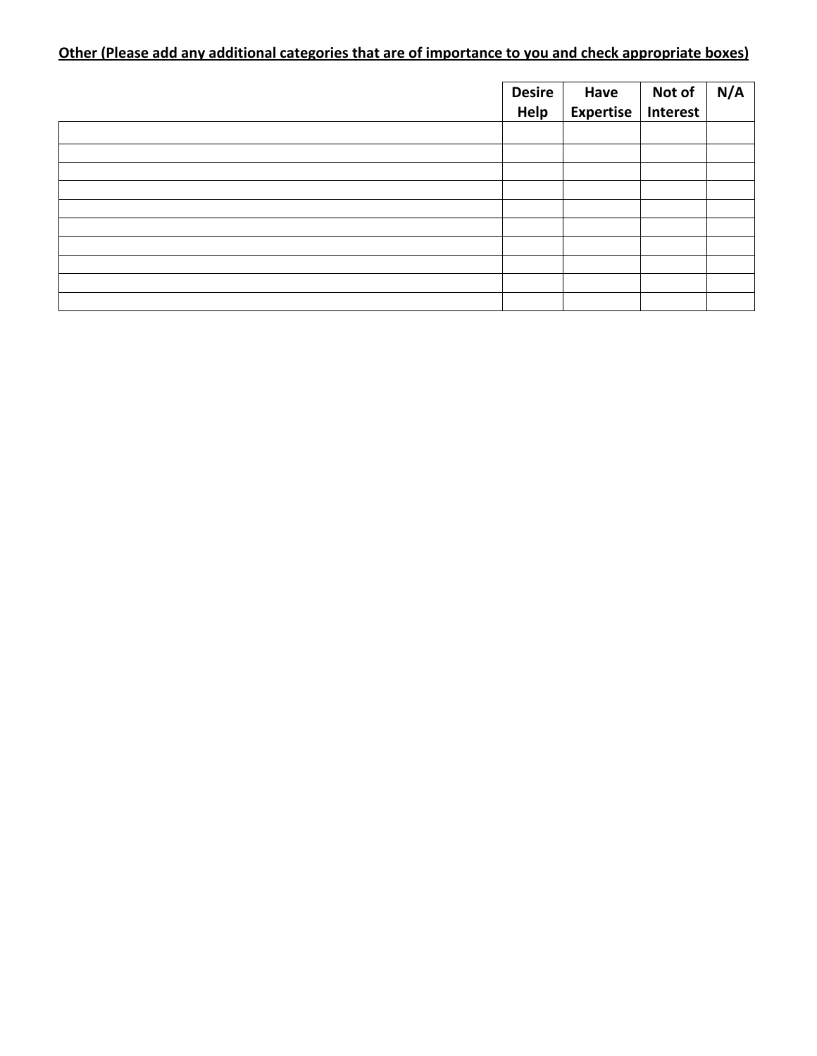**Other (Please add any additional categories that are of importance to you and check appropriate boxes)**

| | Desire Help | Have Expertise | Not of Interest | N/A |
|---|---|---|---|---|
| | | | | |
| | | | | |
| | | | | |
| | | | | |
| | | | | |
| | | | | |
| | | | | |
| | | | | |
| | | | | |
| | | | | |